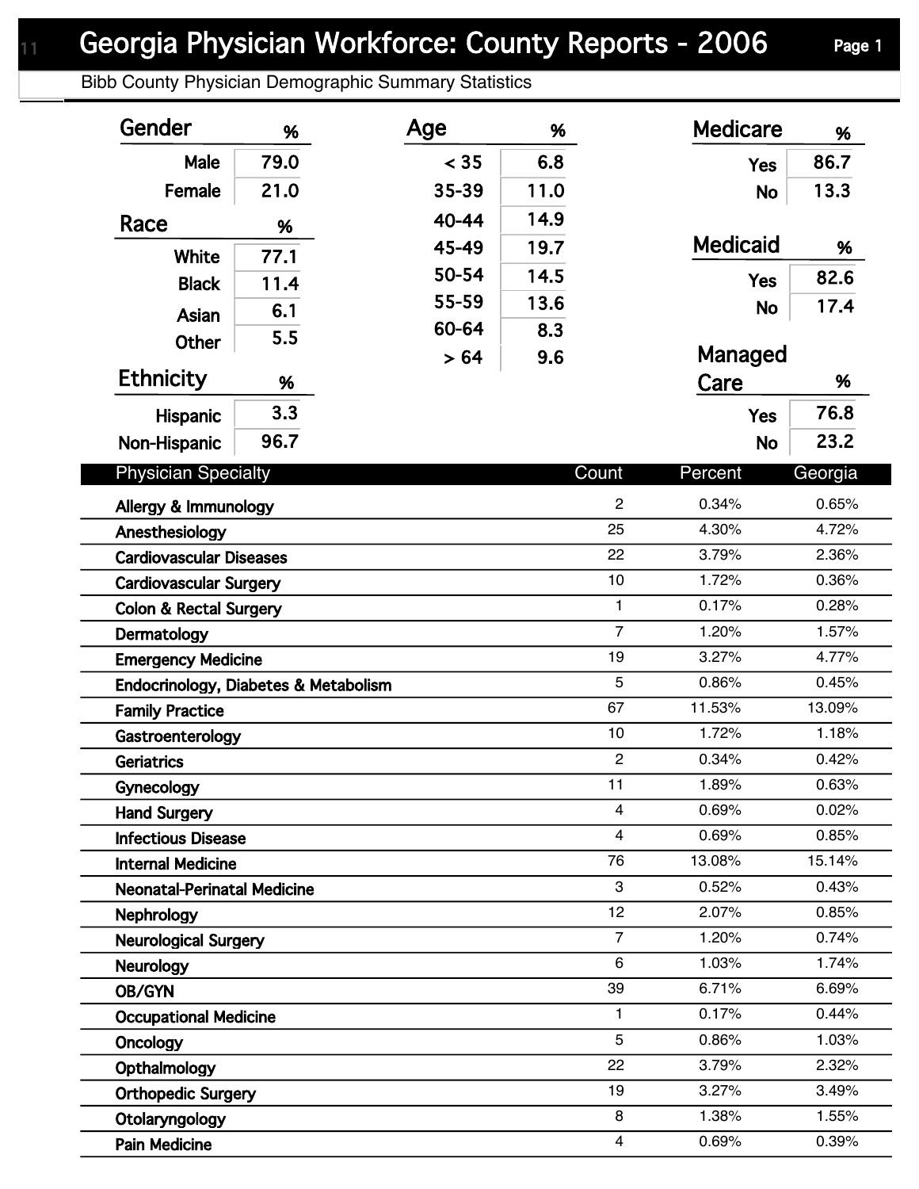# Georgia Physician Workforce: County Reports - 2006

## Bibb County Physician Demographic Summary Statistics

| Gender | % |
|---|---|
| Male | 79.0 |
| Female | 21.0 |

| Race | % |
|---|---|
| White | 77.1 |
| Black | 11.4 |
| Asian | 6.1 |
| Other | 5.5 |

| Ethnicity | % |
|---|---|
| Hispanic | 3.3 |
| Non-Hispanic | 96.7 |

| Age | % |
|---|---|
| < 35 | 6.8 |
| 35-39 | 11.0 |
| 40-44 | 14.9 |
| 45-49 | 19.7 |
| 50-54 | 14.5 |
| 55-59 | 13.6 |
| 60-64 | 8.3 |
| > 64 | 9.6 |

| Medicare | % |
|---|---|
| Yes | 86.7 |
| No | 13.3 |

| Medicaid | % |
|---|---|
| Yes | 82.6 |
| No | 17.4 |

| Managed Care | % |
|---|---|
| Yes | 76.8 |
| No | 23.2 |

| Physician Specialty | Count | Percent | Georgia |
|---|---|---|---|
| Allergy & Immunology | 2 | 0.34% | 0.65% |
| Anesthesiology | 25 | 4.30% | 4.72% |
| Cardiovascular Diseases | 22 | 3.79% | 2.36% |
| Cardiovascular Surgery | 10 | 1.72% | 0.36% |
| Colon & Rectal Surgery | 1 | 0.17% | 0.28% |
| Dermatology | 7 | 1.20% | 1.57% |
| Emergency Medicine | 19 | 3.27% | 4.77% |
| Endocrinology, Diabetes & Metabolism | 5 | 0.86% | 0.45% |
| Family Practice | 67 | 11.53% | 13.09% |
| Gastroenterology | 10 | 1.72% | 1.18% |
| Geriatrics | 2 | 0.34% | 0.42% |
| Gynecology | 11 | 1.89% | 0.63% |
| Hand Surgery | 4 | 0.69% | 0.02% |
| Infectious Disease | 4 | 0.69% | 0.85% |
| Internal Medicine | 76 | 13.08% | 15.14% |
| Neonatal-Perinatal Medicine | 3 | 0.52% | 0.43% |
| Nephrology | 12 | 2.07% | 0.85% |
| Neurological Surgery | 7 | 1.20% | 0.74% |
| Neurology | 6 | 1.03% | 1.74% |
| OB/GYN | 39 | 6.71% | 6.69% |
| Occupational Medicine | 1 | 0.17% | 0.44% |
| Oncology | 5 | 0.86% | 1.03% |
| Opthalmology | 22 | 3.79% | 2.32% |
| Orthopedic Surgery | 19 | 3.27% | 3.49% |
| Otolaryngology | 8 | 1.38% | 1.55% |
| Pain Medicine | 4 | 0.69% | 0.39% |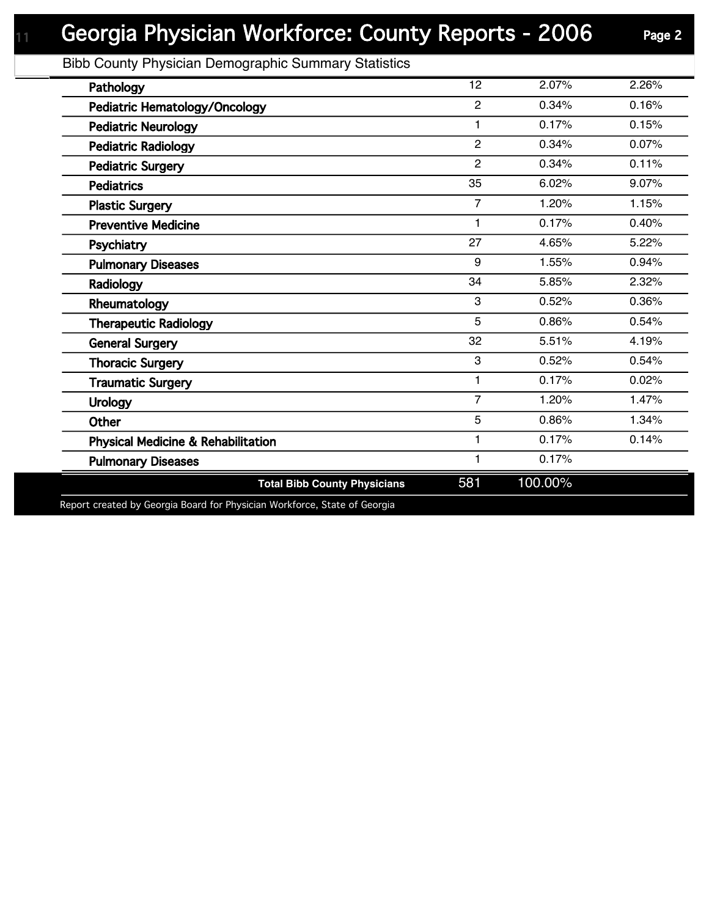## Bibb County Physician Demographic Summary Statistics

| | | | |
|---|---|---|---|
| Pathology | 12 | 2.07% | 2.26% |
| Pediatric Hematology/Oncology | 2 | 0.34% | 0.16% |
| Pediatric Neurology | 1 | 0.17% | 0.15% |
| Pediatric Radiology | 2 | 0.34% | 0.07% |
| Pediatric Surgery | 2 | 0.34% | 0.11% |
| Pediatrics | 35 | 6.02% | 9.07% |
| Plastic Surgery | 7 | 1.20% | 1.15% |
| Preventive Medicine | 1 | 0.17% | 0.40% |
| Psychiatry | 27 | 4.65% | 5.22% |
| Pulmonary Diseases | 9 | 1.55% | 0.94% |
| Radiology | 34 | 5.85% | 2.32% |
| Rheumatology | 3 | 0.52% | 0.36% |
| Therapeutic Radiology | 5 | 0.86% | 0.54% |
| General Surgery | 32 | 5.51% | 4.19% |
| Thoracic Surgery | 3 | 0.52% | 0.54% |
| Traumatic Surgery | 1 | 0.17% | 0.02% |
| Urology | 7 | 1.20% | 1.47% |
| Other | 5 | 0.86% | 1.34% |
| Physical Medicine & Rehabilitation | 1 | 0.17% | 0.14% |
| Pulmonary Diseases | 1 | 0.17% | |
| **Total Bibb County Physicians** | 581 | 100.00% | |

Report created by Georgia Board for Physician Workforce, State of Georgia